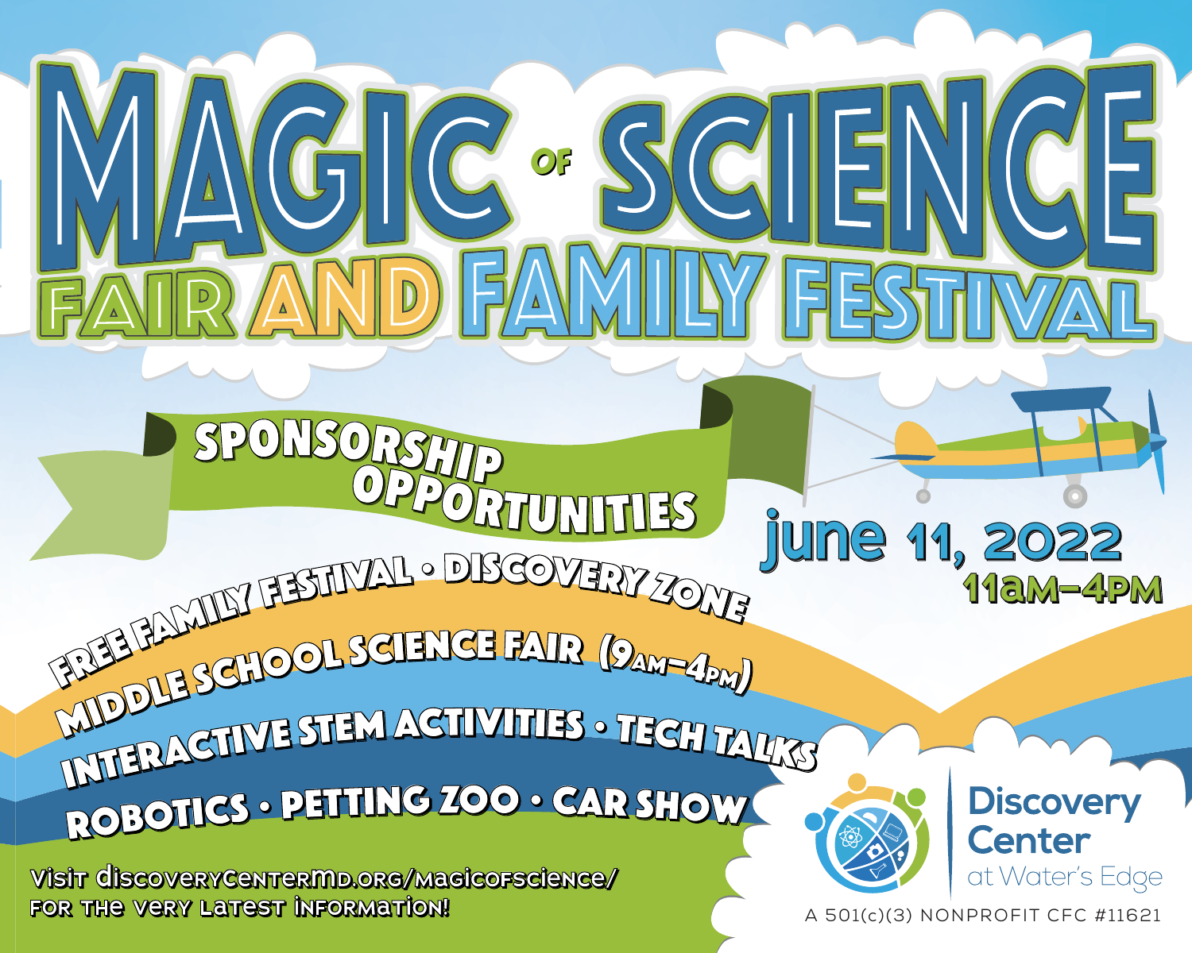# MAGIC OF SCIENCE

## FAIR AND FAMILY FESTIVAL

### SPONSORSHIP OPPORTUNITIES

**june 11, 2022**
**11am–4pm**

- FREE FAMILY FESTIVAL • DISCOVERY ZONE
- MIDDLE SCHOOL SCIENCE FAIR (9am–4pm)
- INTERACTIVE STEM ACTIVITIES • TECH TALKS
- ROBOTICS • PETTING ZOO • CAR SHOW

Visit discoverycentermd.org/magicofscience/ for the very latest information!

Discovery Center at Water's Edge

A 501(c)(3) NONPROFIT CFC #11621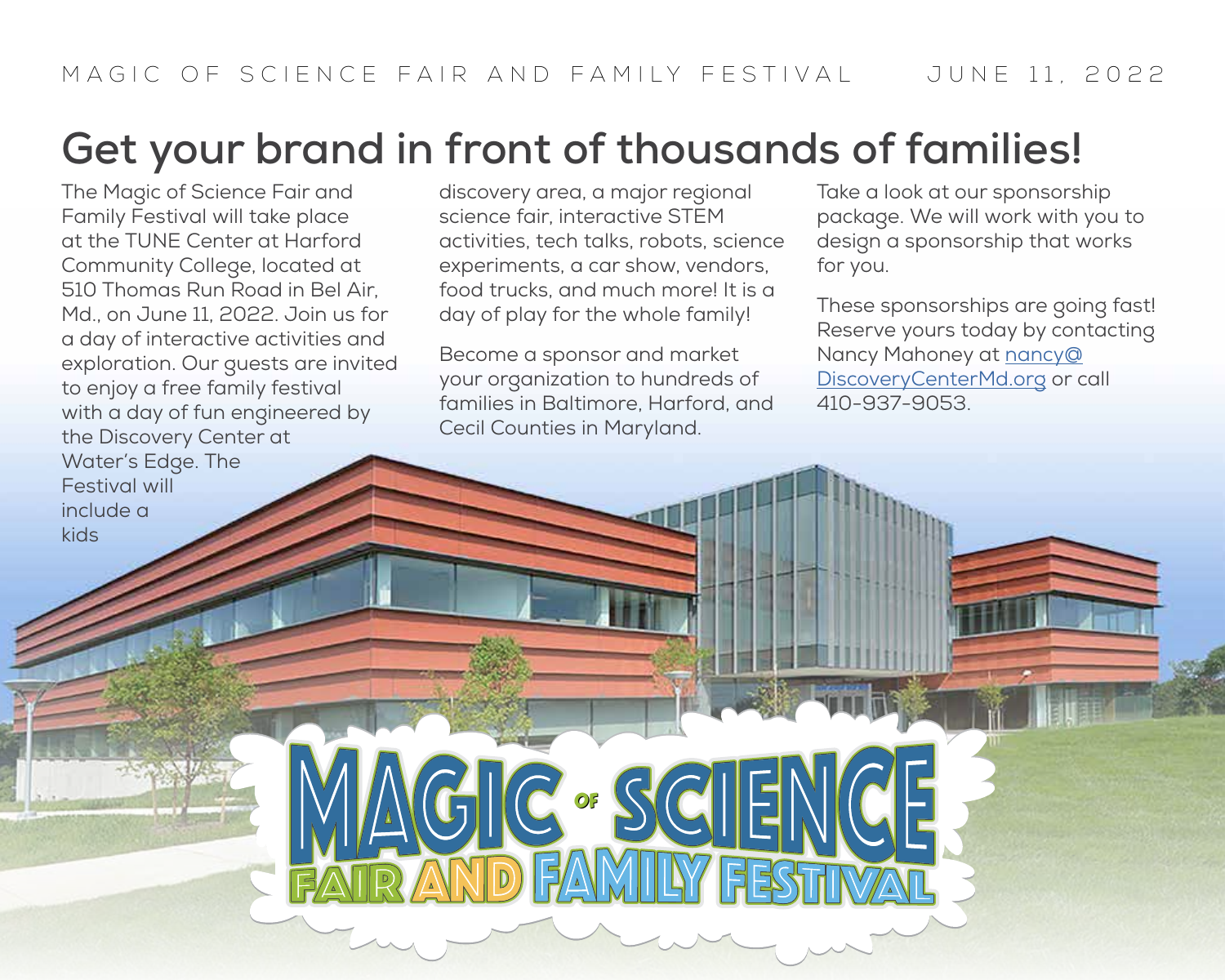# Get your brand in front of thousands of families!

The Magic of Science Fair and Family Festival will take place at the TUNE Center at Harford Community College, located at 510 Thomas Run Road in Bel Air, Md., on June 11, 2022. Join us for a day of interactive activities and exploration. Our guests are invited to enjoy a free family festival with a day of fun engineered by the Discovery Center at Water's Edge. The Festival will include a kids discovery area, a major regional science fair, interactive STEM activities, tech talks, robots, science experiments, a car show, vendors, food trucks, and much more! It is a day of play for the whole family!

Become a sponsor and market your organization to hundreds of families in Baltimore, Harford, and Cecil Counties in Maryland.

Take a look at our sponsorship package. We will work with you to design a sponsorship that works for you.

These sponsorships are going fast! Reserve yours today by contacting Nancy Mahoney at nancy@DiscoveryCenterMd.org or call 410-937-9053.

MAGIC OF SCIENCE FAIR AND FAMILY FESTIVAL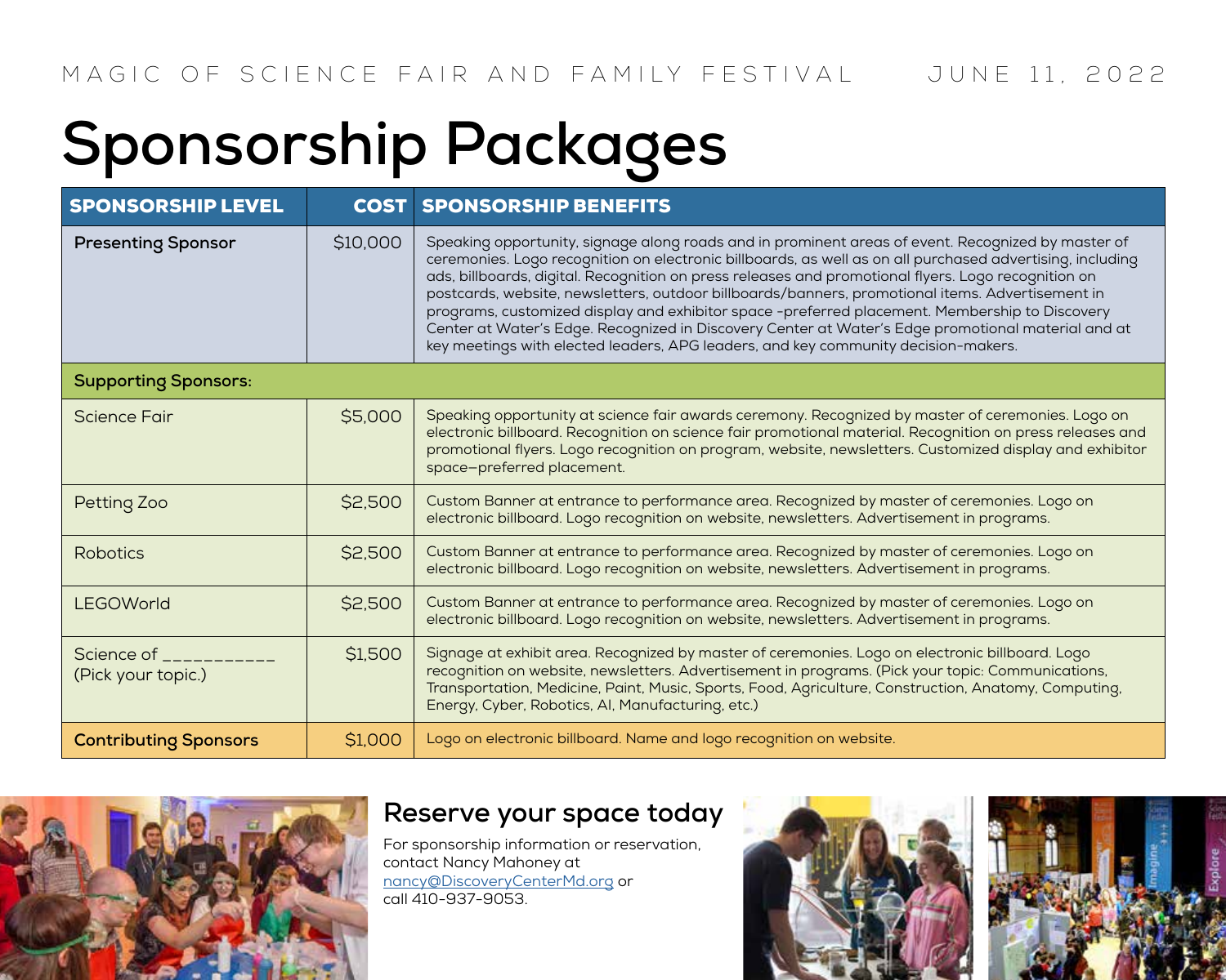MAGIC OF SCIENCE FAIR AND FAMILY FESTIVAL JUNE 11, 2022

# Sponsorship Packages

| SPONSORSHIP LEVEL | COST | SPONSORSHIP BENEFITS |
|---|---|---|
| **Presenting Sponsor** | $10,000 | Speaking opportunity, signage along roads and in prominent areas of event. Recognized by master of ceremonies. Logo recognition on electronic billboards, as well as on all purchased advertising, including ads, billboards, digital. Recognition on press releases and promotional flyers. Logo recognition on postcards, website, newsletters, outdoor billboards/banners, promotional items. Advertisement in programs, customized display and exhibitor space -preferred placement. Membership to Discovery Center at Water's Edge. Recognized in Discovery Center at Water's Edge promotional material and at key meetings with elected leaders, APG leaders, and key community decision-makers. |
| **Supporting Sponsors:** | | |
| Science Fair | $5,000 | Speaking opportunity at science fair awards ceremony. Recognized by master of ceremonies. Logo on electronic billboard. Recognition on science fair promotional material. Recognition on press releases and promotional flyers. Logo recognition on program, website, newsletters. Customized display and exhibitor space–preferred placement. |
| Petting Zoo | $2,500 | Custom Banner at entrance to performance area. Recognized by master of ceremonies. Logo on electronic billboard. Logo recognition on website, newsletters. Advertisement in programs. |
| Robotics | $2,500 | Custom Banner at entrance to performance area. Recognized by master of ceremonies. Logo on electronic billboard. Logo recognition on website, newsletters. Advertisement in programs. |
| LEGOWorld | $2,500 | Custom Banner at entrance to performance area. Recognized by master of ceremonies. Logo on electronic billboard. Logo recognition on website, newsletters. Advertisement in programs. |
| Science of ___________ (Pick your topic.) | $1,500 | Signage at exhibit area. Recognized by master of ceremonies. Logo on electronic billboard. Logo recognition on website, newsletters. Advertisement in programs. (Pick your topic: Communications, Transportation, Medicine, Paint, Music, Sports, Food, Agriculture, Construction, Anatomy, Computing, Energy, Cyber, Robotics, AI, Manufacturing, etc.) |
| **Contributing Sponsors** | $1,000 | Logo on electronic billboard. Name and logo recognition on website. |

## Reserve your space today

For sponsorship information or reservation, contact Nancy Mahoney at nancy@DiscoveryCenterMd.org or call 410-937-9053.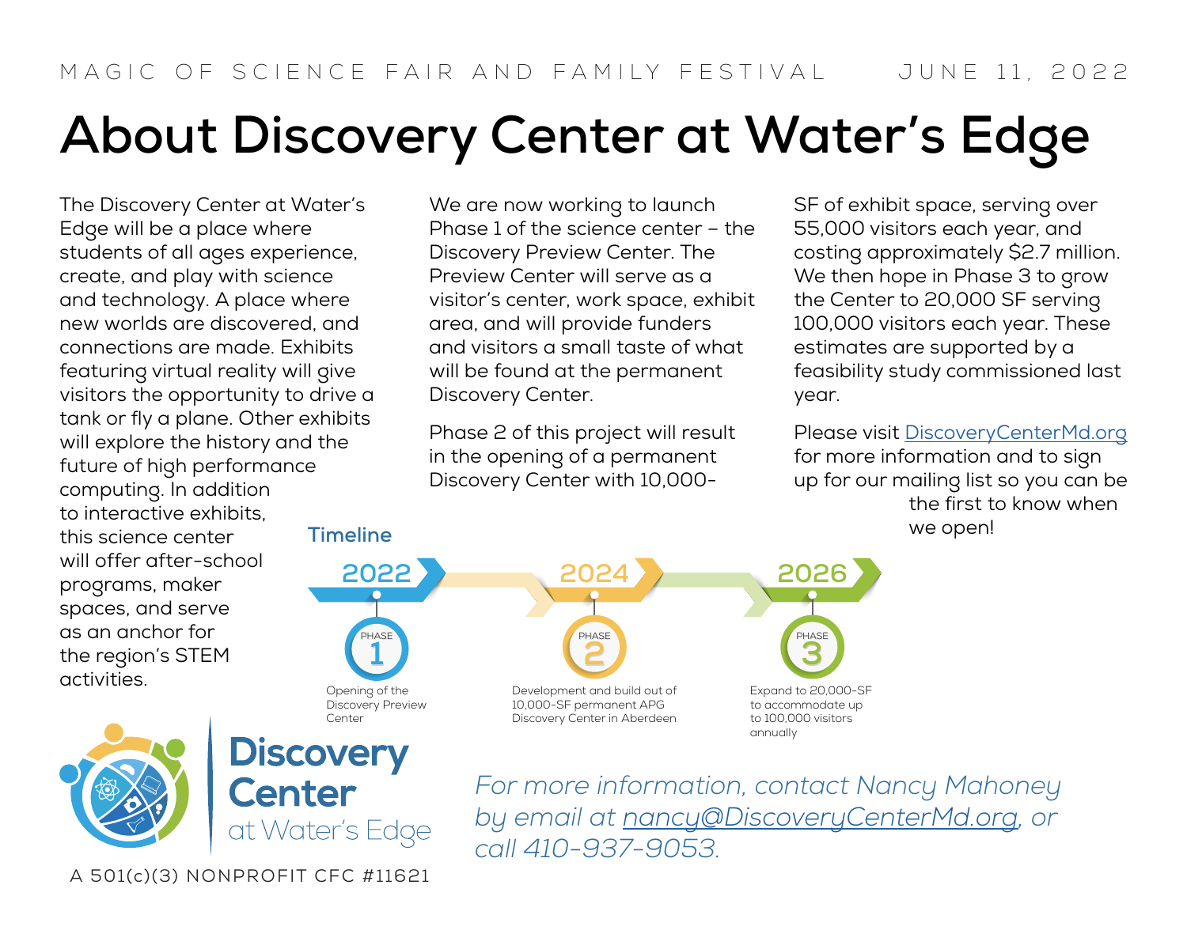MAGIC OF SCIENCE FAIR AND FAMILY FESTIVAL JUNE 11, 2022

# About Discovery Center at Water's Edge

The Discovery Center at Water's Edge will be a place where students of all ages experience, create, and play with science and technology. A place where new worlds are discovered, and connections are made. Exhibits featuring virtual reality will give visitors the opportunity to drive a tank or fly a plane. Other exhibits will explore the history and the future of high performance computing. In addition to interactive exhibits, this science center will offer after-school programs, maker spaces, and serve as an anchor for the region's STEM activities.

We are now working to launch Phase 1 of the science center – the Discovery Preview Center. The Preview Center will serve as a visitor's center, work space, exhibit area, and will provide funders and visitors a small taste of what will be found at the permanent Discovery Center.

Phase 2 of this project will result in the opening of a permanent Discovery Center with 10,000-SF of exhibit space, serving over 55,000 visitors each year, and costing approximately $2.7 million. We then hope in Phase 3 to grow the Center to 20,000 SF serving 100,000 visitors each year. These estimates are supported by a feasibility study commissioned last year.

Please visit DiscoveryCenterMd.org for more information and to sign up for our mailing list so you can be the first to know when we open!

## Timeline

2022 — PHASE 1 — Opening of the Discovery Preview Center

2024 — PHASE 2 — Development and build out of 10,000-SF permanent APG Discovery Center in Aberdeen

2026 — PHASE 3 — Expand to 20,000-SF to accommodate up to 100,000 visitors annually

**Discovery Center** at Water's Edge

A 501(c)(3) NONPROFIT CFC #11621

*For more information, contact Nancy Mahoney by email at nancy@DiscoveryCenterMd.org, or call 410-937-9053.*